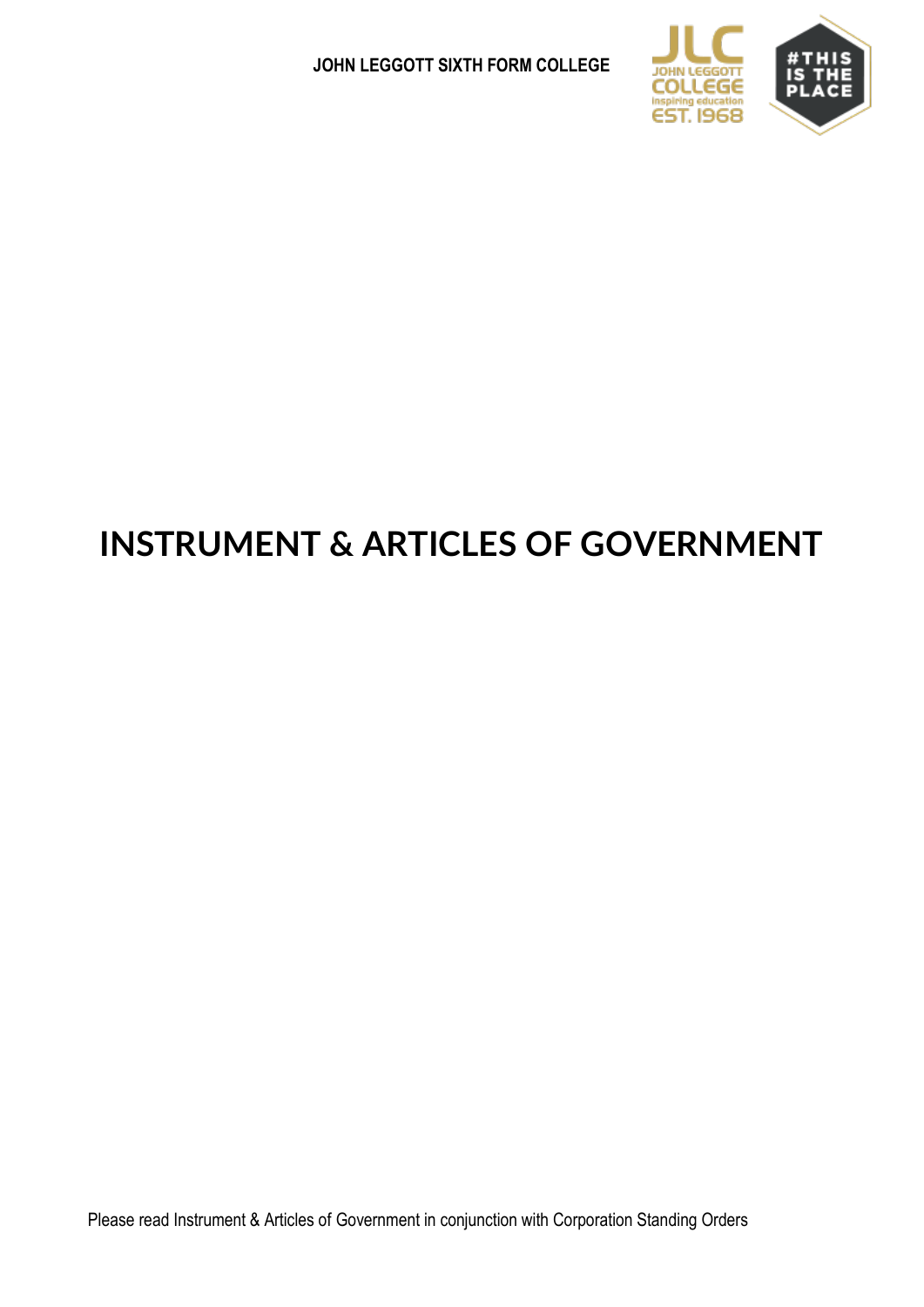JOHN LEGGOTT SIXTH FORM COLLEGE

# INSTRUMENT & ARTICLES OF GOVERNMENT

Please read Instrument & Articles of Government in conjunction with Corporation Standing Orders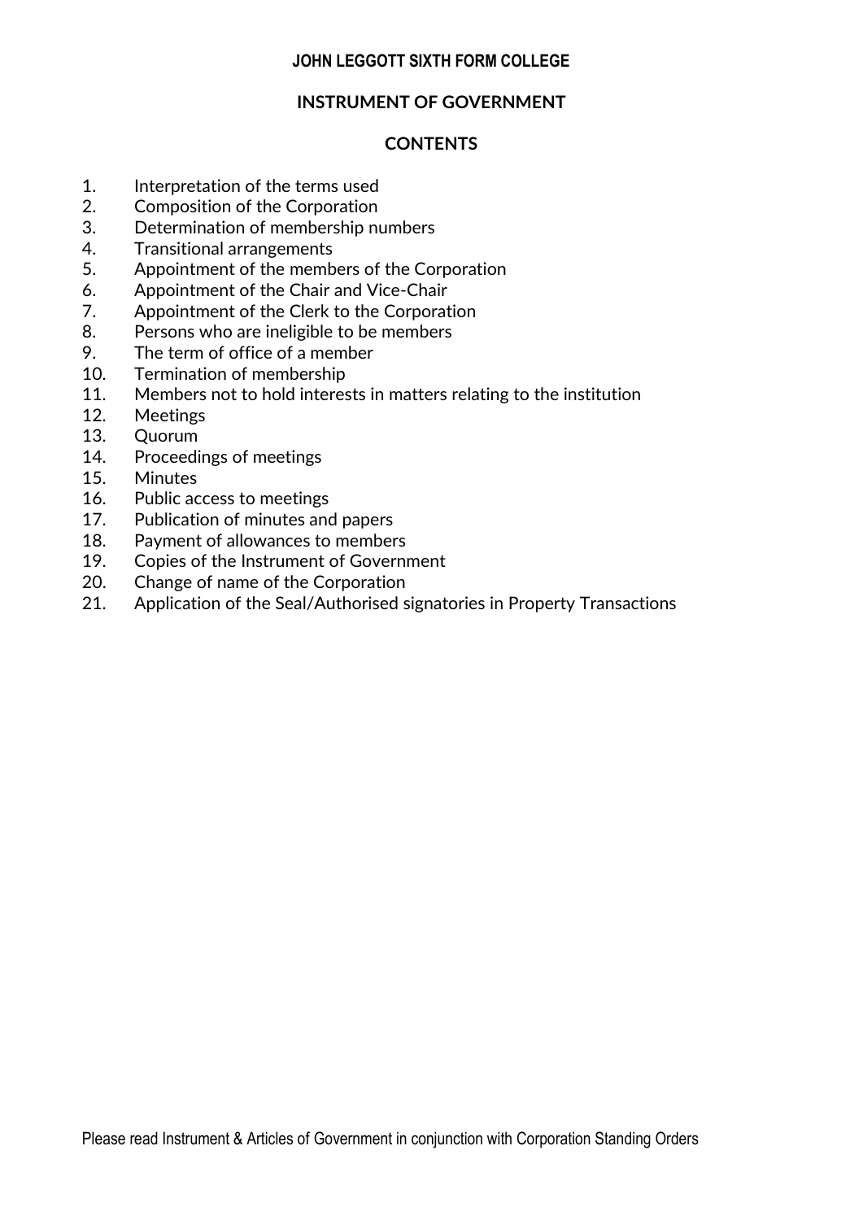# JOHN LEGGOTT SIXTH FORM COLLEGE

## INSTRUMENT OF GOVERNMENT

## CONTENTS

1. Interpretation of the terms used
2. Composition of the Corporation
3. Determination of membership numbers
4. Transitional arrangements
5. Appointment of the members of the Corporation
6. Appointment of the Chair and Vice-Chair
7. Appointment of the Clerk to the Corporation
8. Persons who are ineligible to be members
9. The term of office of a member
10. Termination of membership
11. Members not to hold interests in matters relating to the institution
12. Meetings
13. Quorum
14. Proceedings of meetings
15. Minutes
16. Public access to meetings
17. Publication of minutes and papers
18. Payment of allowances to members
19. Copies of the Instrument of Government
20. Change of name of the Corporation
21. Application of the Seal/Authorised signatories in Property Transactions

Please read Instrument & Articles of Government in conjunction with Corporation Standing Orders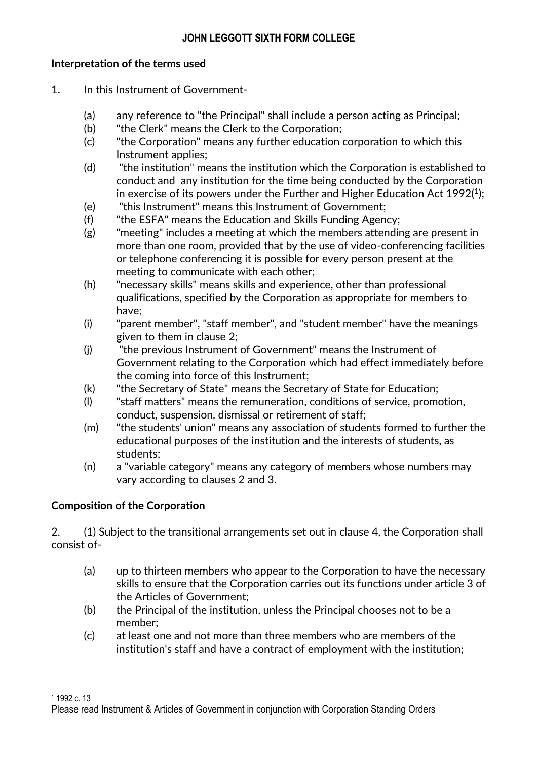# JOHN LEGGOTT SIXTH FORM COLLEGE

**Interpretation of the terms used**

1. In this Instrument of Government-

   (a) any reference to "the Principal" shall include a person acting as Principal;
   (b) "the Clerk" means the Clerk to the Corporation;
   (c) "the Corporation" means any further education corporation to which this Instrument applies;
   (d) "the institution" means the institution which the Corporation is established to conduct and any institution for the time being conducted by the Corporation in exercise of its powers under the Further and Higher Education Act 1992[1];
   (e) "this Instrument" means this Instrument of Government;
   (f) "the ESFA" means the Education and Skills Funding Agency;
   (g) "meeting" includes a meeting at which the members attending are present in more than one room, provided that by the use of video-conferencing facilities or telephone conferencing it is possible for every person present at the meeting to communicate with each other;
   (h) "necessary skills" means skills and experience, other than professional qualifications, specified by the Corporation as appropriate for members to have;
   (i) "parent member", "staff member", and "student member" have the meanings given to them in clause 2;
   (j) "the previous Instrument of Government" means the Instrument of Government relating to the Corporation which had effect immediately before the coming into force of this Instrument;
   (k) "the Secretary of State" means the Secretary of State for Education;
   (l) "staff matters" means the remuneration, conditions of service, promotion, conduct, suspension, dismissal or retirement of staff;
   (m) "the students' union" means any association of students formed to further the educational purposes of the institution and the interests of students, as students;
   (n) a "variable category" means any category of members whose numbers may vary according to clauses 2 and 3.

**Composition of the Corporation**

2. (1) Subject to the transitional arrangements set out in clause 4, the Corporation shall consist of-

   (a) up to thirteen members who appear to the Corporation to have the necessary skills to ensure that the Corporation carries out its functions under article 3 of the Articles of Government;
   (b) the Principal of the institution, unless the Principal chooses not to be a member;
   (c) at least one and not more than three members who are members of the institution's staff and have a contract of employment with the institution;

---

[1] 1992 c. 13

Please read Instrument & Articles of Government in conjunction with Corporation Standing Orders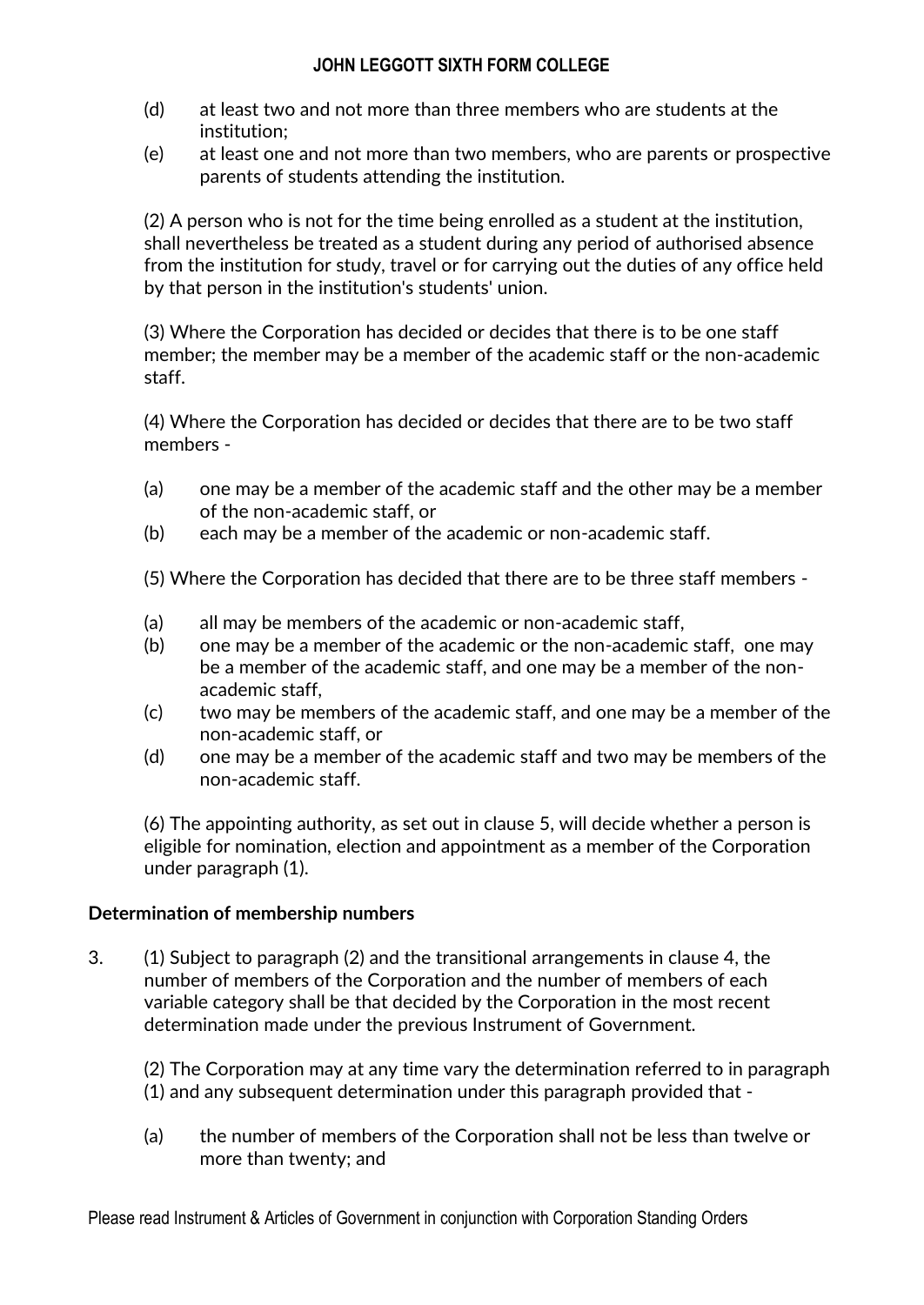(d) at least two and not more than three members who are students at the institution;
(e) at least one and not more than two members, who are parents or prospective parents of students attending the institution.

(2) A person who is not for the time being enrolled as a student at the institution, shall nevertheless be treated as a student during any period of authorised absence from the institution for study, travel or for carrying out the duties of any office held by that person in the institution's students' union.

(3) Where the Corporation has decided or decides that there is to be one staff member; the member may be a member of the academic staff or the non-academic staff.

(4) Where the Corporation has decided or decides that there are to be two staff members -

(a) one may be a member of the academic staff and the other may be a member of the non-academic staff, or
(b) each may be a member of the academic or non-academic staff.

(5) Where the Corporation has decided that there are to be three staff members -

(a) all may be members of the academic or non-academic staff,
(b) one may be a member of the academic or the non-academic staff, one may be a member of the academic staff, and one may be a member of the non-academic staff,
(c) two may be members of the academic staff, and one may be a member of the non-academic staff, or
(d) one may be a member of the academic staff and two may be members of the non-academic staff.

(6) The appointing authority, as set out in clause 5, will decide whether a person is eligible for nomination, election and appointment as a member of the Corporation under paragraph (1).

**Determination of membership numbers**

3. (1) Subject to paragraph (2) and the transitional arrangements in clause 4, the number of members of the Corporation and the number of members of each variable category shall be that decided by the Corporation in the most recent determination made under the previous Instrument of Government.

   (2) The Corporation may at any time vary the determination referred to in paragraph (1) and any subsequent determination under this paragraph provided that -

   (a) the number of members of the Corporation shall not be less than twelve or more than twenty; and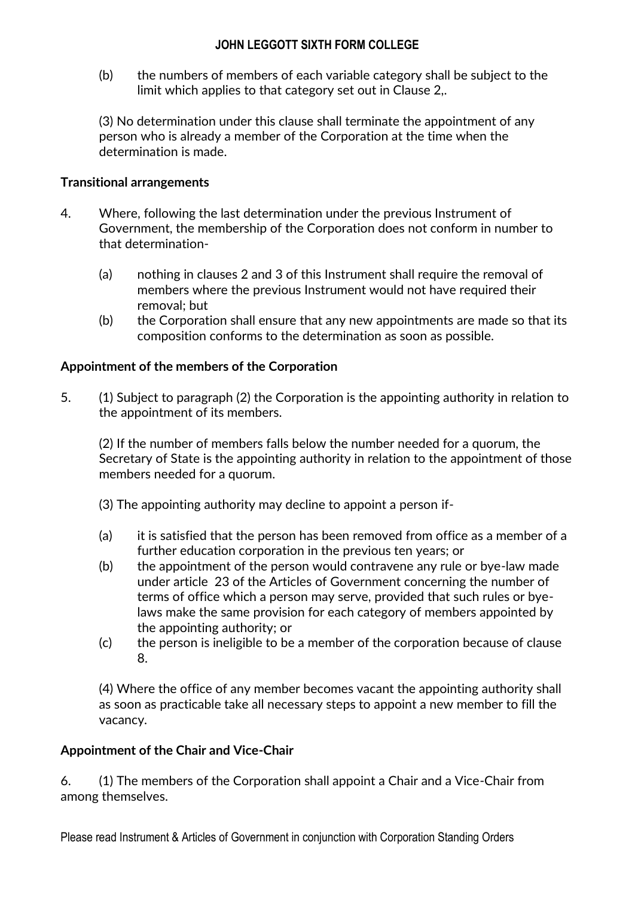(b) the numbers of members of each variable category shall be subject to the limit which applies to that category set out in Clause 2,.

(3) No determination under this clause shall terminate the appointment of any person who is already a member of the Corporation at the time when the determination is made.

**Transitional arrangements**

4. Where, following the last determination under the previous Instrument of Government, the membership of the Corporation does not conform in number to that determination-

   (a) nothing in clauses 2 and 3 of this Instrument shall require the removal of members where the previous Instrument would not have required their removal; but
   (b) the Corporation shall ensure that any new appointments are made so that its composition conforms to the determination as soon as possible.

**Appointment of the members of the Corporation**

5. (1) Subject to paragraph (2) the Corporation is the appointing authority in relation to the appointment of its members.

   (2) If the number of members falls below the number needed for a quorum, the Secretary of State is the appointing authority in relation to the appointment of those members needed for a quorum.

   (3) The appointing authority may decline to appoint a person if-

   (a) it is satisfied that the person has been removed from office as a member of a further education corporation in the previous ten years; or
   (b) the appointment of the person would contravene any rule or bye-law made under article 23 of the Articles of Government concerning the number of terms of office which a person may serve, provided that such rules or bye-laws make the same provision for each category of members appointed by the appointing authority; or
   (c) the person is ineligible to be a member of the corporation because of clause 8.

   (4) Where the office of any member becomes vacant the appointing authority shall as soon as practicable take all necessary steps to appoint a new member to fill the vacancy.

**Appointment of the Chair and Vice-Chair**

6. (1) The members of the Corporation shall appoint a Chair and a Vice-Chair from among themselves.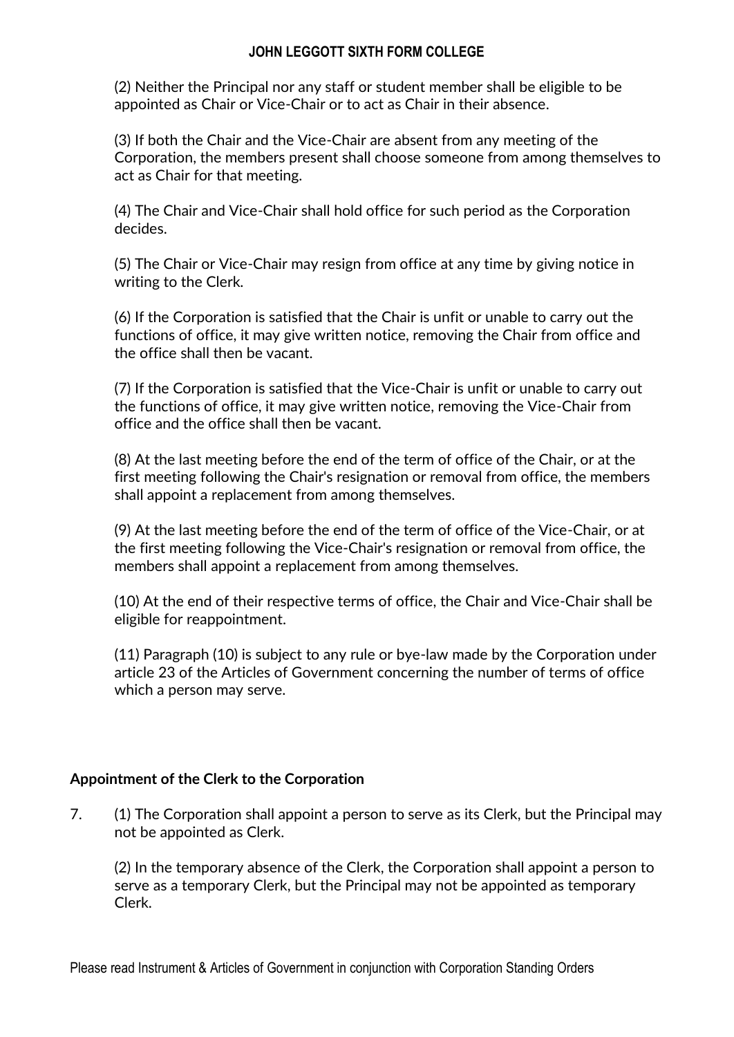(2) Neither the Principal nor any staff or student member shall be eligible to be appointed as Chair or Vice-Chair or to act as Chair in their absence.

(3) If both the Chair and the Vice-Chair are absent from any meeting of the Corporation, the members present shall choose someone from among themselves to act as Chair for that meeting.

(4) The Chair and Vice-Chair shall hold office for such period as the Corporation decides.

(5) The Chair or Vice-Chair may resign from office at any time by giving notice in writing to the Clerk.

(6) If the Corporation is satisfied that the Chair is unfit or unable to carry out the functions of office, it may give written notice, removing the Chair from office and the office shall then be vacant.

(7) If the Corporation is satisfied that the Vice-Chair is unfit or unable to carry out the functions of office, it may give written notice, removing the Vice-Chair from office and the office shall then be vacant.

(8) At the last meeting before the end of the term of office of the Chair, or at the first meeting following the Chair's resignation or removal from office, the members shall appoint a replacement from among themselves.

(9) At the last meeting before the end of the term of office of the Vice-Chair, or at the first meeting following the Vice-Chair's resignation or removal from office, the members shall appoint a replacement from among themselves.

(10) At the end of their respective terms of office, the Chair and Vice-Chair shall be eligible for reappointment.

(11) Paragraph (10) is subject to any rule or bye-law made by the Corporation under article 23 of the Articles of Government concerning the number of terms of office which a person may serve.

**Appointment of the Clerk to the Corporation**

7. (1) The Corporation shall appoint a person to serve as its Clerk, but the Principal may not be appointed as Clerk.

   (2) In the temporary absence of the Clerk, the Corporation shall appoint a person to serve as a temporary Clerk, but the Principal may not be appointed as temporary Clerk.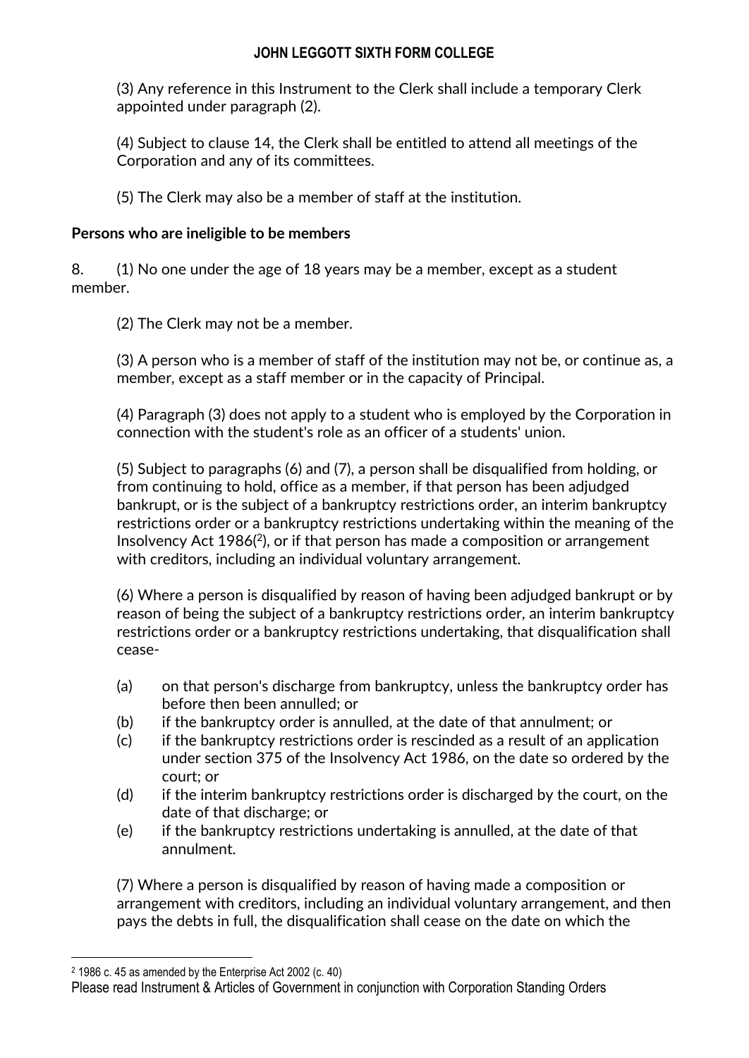(3) Any reference in this Instrument to the Clerk shall include a temporary Clerk appointed under paragraph (2).

(4) Subject to clause 14, the Clerk shall be entitled to attend all meetings of the Corporation and any of its committees.

(5) The Clerk may also be a member of staff at the institution.

**Persons who are ineligible to be members**

8. (1) No one under the age of 18 years may be a member, except as a student member.

(2) The Clerk may not be a member.

(3) A person who is a member of staff of the institution may not be, or continue as, a member, except as a staff member or in the capacity of Principal.

(4) Paragraph (3) does not apply to a student who is employed by the Corporation in connection with the student's role as an officer of a students' union.

(5) Subject to paragraphs (6) and (7), a person shall be disqualified from holding, or from continuing to hold, office as a member, if that person has been adjudged bankrupt, or is the subject of a bankruptcy restrictions order, an interim bankruptcy restrictions order or a bankruptcy restrictions undertaking within the meaning of the Insolvency Act 1986([2]), or if that person has made a composition or arrangement with creditors, including an individual voluntary arrangement.

(6) Where a person is disqualified by reason of having been adjudged bankrupt or by reason of being the subject of a bankruptcy restrictions order, an interim bankruptcy restrictions order or a bankruptcy restrictions undertaking, that disqualification shall cease-

- (a) on that person's discharge from bankruptcy, unless the bankruptcy order has before then been annulled; or
- (b) if the bankruptcy order is annulled, at the date of that annulment; or
- (c) if the bankruptcy restrictions order is rescinded as a result of an application under section 375 of the Insolvency Act 1986, on the date so ordered by the court; or
- (d) if the interim bankruptcy restrictions order is discharged by the court, on the date of that discharge; or
- (e) if the bankruptcy restrictions undertaking is annulled, at the date of that annulment.

(7) Where a person is disqualified by reason of having made a composition or arrangement with creditors, including an individual voluntary arrangement, and then pays the debts in full, the disqualification shall cease on the date on which the

[2] 1986 c. 45 as amended by the Enterprise Act 2002 (c. 40)

Please read Instrument & Articles of Government in conjunction with Corporation Standing Orders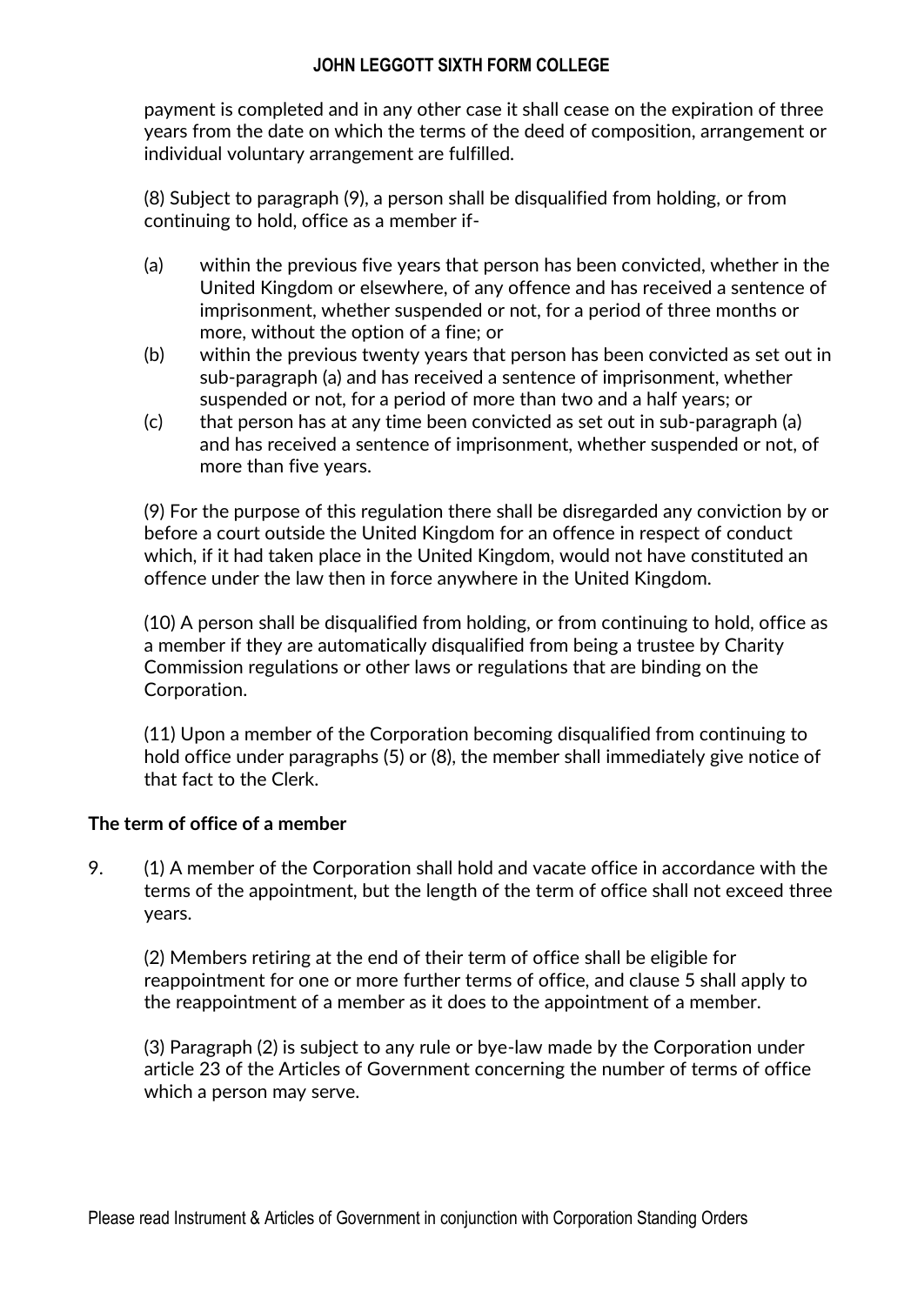payment is completed and in any other case it shall cease on the expiration of three years from the date on which the terms of the deed of composition, arrangement or individual voluntary arrangement are fulfilled.

(8) Subject to paragraph (9), a person shall be disqualified from holding, or from continuing to hold, office as a member if-

(a) within the previous five years that person has been convicted, whether in the United Kingdom or elsewhere, of any offence and has received a sentence of imprisonment, whether suspended or not, for a period of three months or more, without the option of a fine; or

(b) within the previous twenty years that person has been convicted as set out in sub-paragraph (a) and has received a sentence of imprisonment, whether suspended or not, for a period of more than two and a half years; or

(c) that person has at any time been convicted as set out in sub-paragraph (a) and has received a sentence of imprisonment, whether suspended or not, of more than five years.

(9) For the purpose of this regulation there shall be disregarded any conviction by or before a court outside the United Kingdom for an offence in respect of conduct which, if it had taken place in the United Kingdom, would not have constituted an offence under the law then in force anywhere in the United Kingdom.

(10) A person shall be disqualified from holding, or from continuing to hold, office as a member if they are automatically disqualified from being a trustee by Charity Commission regulations or other laws or regulations that are binding on the Corporation.

(11) Upon a member of the Corporation becoming disqualified from continuing to hold office under paragraphs (5) or (8), the member shall immediately give notice of that fact to the Clerk.

**The term of office of a member**

9. (1) A member of the Corporation shall hold and vacate office in accordance with the terms of the appointment, but the length of the term of office shall not exceed three years.

(2) Members retiring at the end of their term of office shall be eligible for reappointment for one or more further terms of office, and clause 5 shall apply to the reappointment of a member as it does to the appointment of a member.

(3) Paragraph (2) is subject to any rule or bye-law made by the Corporation under article 23 of the Articles of Government concerning the number of terms of office which a person may serve.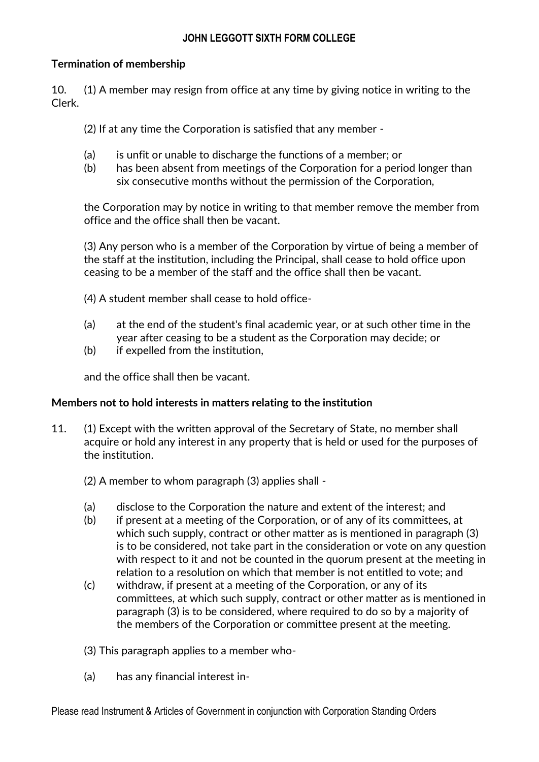**Termination of membership**

10. (1) A member may resign from office at any time by giving notice in writing to the Clerk.

(2) If at any time the Corporation is satisfied that any member -

(a) is unfit or unable to discharge the functions of a member; or
(b) has been absent from meetings of the Corporation for a period longer than six consecutive months without the permission of the Corporation,

the Corporation may by notice in writing to that member remove the member from office and the office shall then be vacant.

(3) Any person who is a member of the Corporation by virtue of being a member of the staff at the institution, including the Principal, shall cease to hold office upon ceasing to be a member of the staff and the office shall then be vacant.

(4) A student member shall cease to hold office-

(a) at the end of the student's final academic year, or at such other time in the year after ceasing to be a student as the Corporation may decide; or
(b) if expelled from the institution,

and the office shall then be vacant.

**Members not to hold interests in matters relating to the institution**

11. (1) Except with the written approval of the Secretary of State, no member shall acquire or hold any interest in any property that is held or used for the purposes of the institution.

(2) A member to whom paragraph (3) applies shall -

(a) disclose to the Corporation the nature and extent of the interest; and
(b) if present at a meeting of the Corporation, or of any of its committees, at which such supply, contract or other matter as is mentioned in paragraph (3) is to be considered, not take part in the consideration or vote on any question with respect to it and not be counted in the quorum present at the meeting in relation to a resolution on which that member is not entitled to vote; and
(c) withdraw, if present at a meeting of the Corporation, or any of its committees, at which such supply, contract or other matter as is mentioned in paragraph (3) is to be considered, where required to do so by a majority of the members of the Corporation or committee present at the meeting.

(3) This paragraph applies to a member who-

(a) has any financial interest in-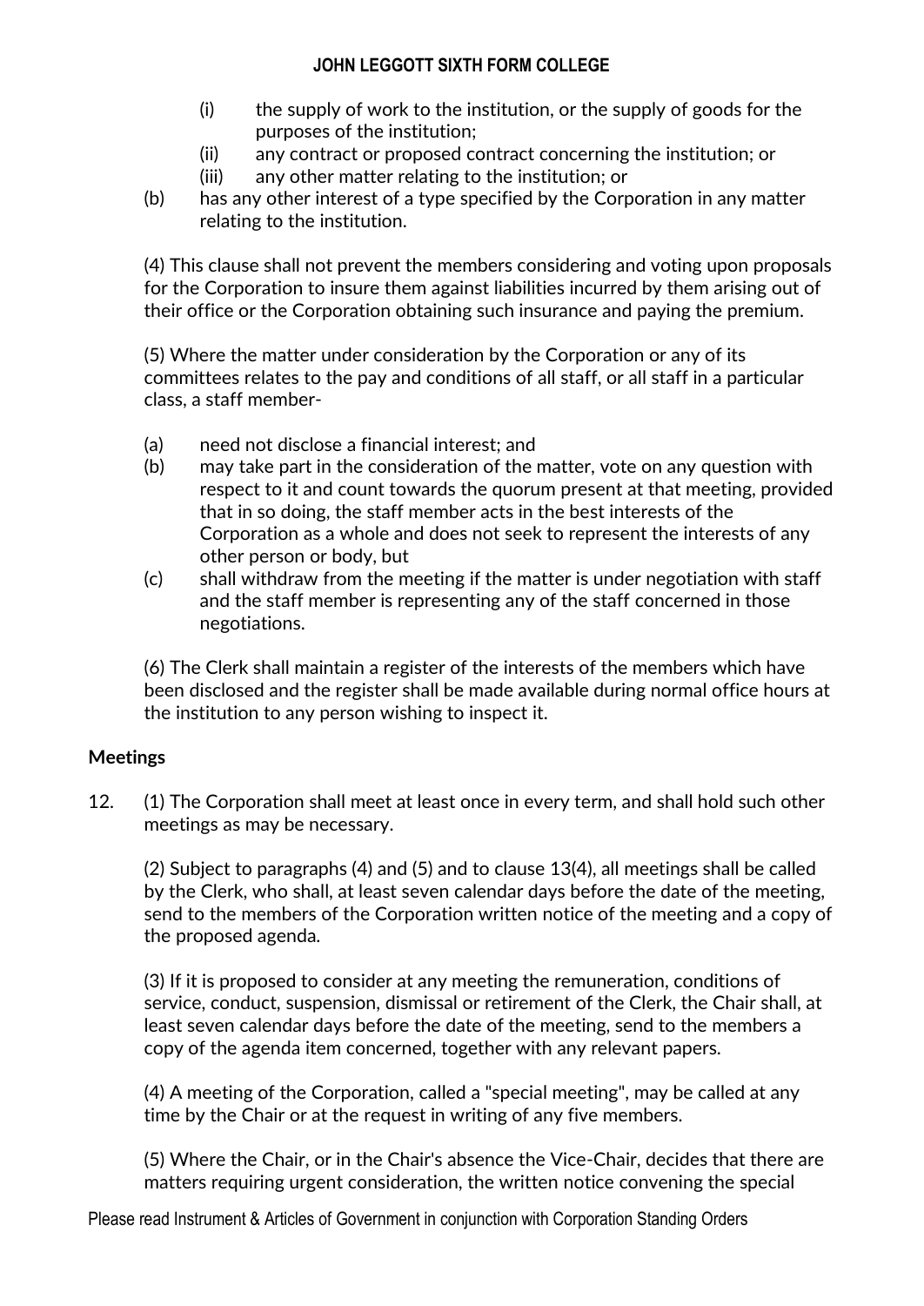(i) the supply of work to the institution, or the supply of goods for the purposes of the institution;
(ii) any contract or proposed contract concerning the institution; or
(iii) any other matter relating to the institution; or

(b) has any other interest of a type specified by the Corporation in any matter relating to the institution.

(4) This clause shall not prevent the members considering and voting upon proposals for the Corporation to insure them against liabilities incurred by them arising out of their office or the Corporation obtaining such insurance and paying the premium.

(5) Where the matter under consideration by the Corporation or any of its committees relates to the pay and conditions of all staff, or all staff in a particular class, a staff member-

(a) need not disclose a financial interest; and
(b) may take part in the consideration of the matter, vote on any question with respect to it and count towards the quorum present at that meeting, provided that in so doing, the staff member acts in the best interests of the Corporation as a whole and does not seek to represent the interests of any other person or body, but
(c) shall withdraw from the meeting if the matter is under negotiation with staff and the staff member is representing any of the staff concerned in those negotiations.

(6) The Clerk shall maintain a register of the interests of the members which have been disclosed and the register shall be made available during normal office hours at the institution to any person wishing to inspect it.

**Meetings**

12. (1) The Corporation shall meet at least once in every term, and shall hold such other meetings as may be necessary.

(2) Subject to paragraphs (4) and (5) and to clause 13(4), all meetings shall be called by the Clerk, who shall, at least seven calendar days before the date of the meeting, send to the members of the Corporation written notice of the meeting and a copy of the proposed agenda.

(3) If it is proposed to consider at any meeting the remuneration, conditions of service, conduct, suspension, dismissal or retirement of the Clerk, the Chair shall, at least seven calendar days before the date of the meeting, send to the members a copy of the agenda item concerned, together with any relevant papers.

(4) A meeting of the Corporation, called a "special meeting", may be called at any time by the Chair or at the request in writing of any five members.

(5) Where the Chair, or in the Chair's absence the Vice-Chair, decides that there are matters requiring urgent consideration, the written notice convening the special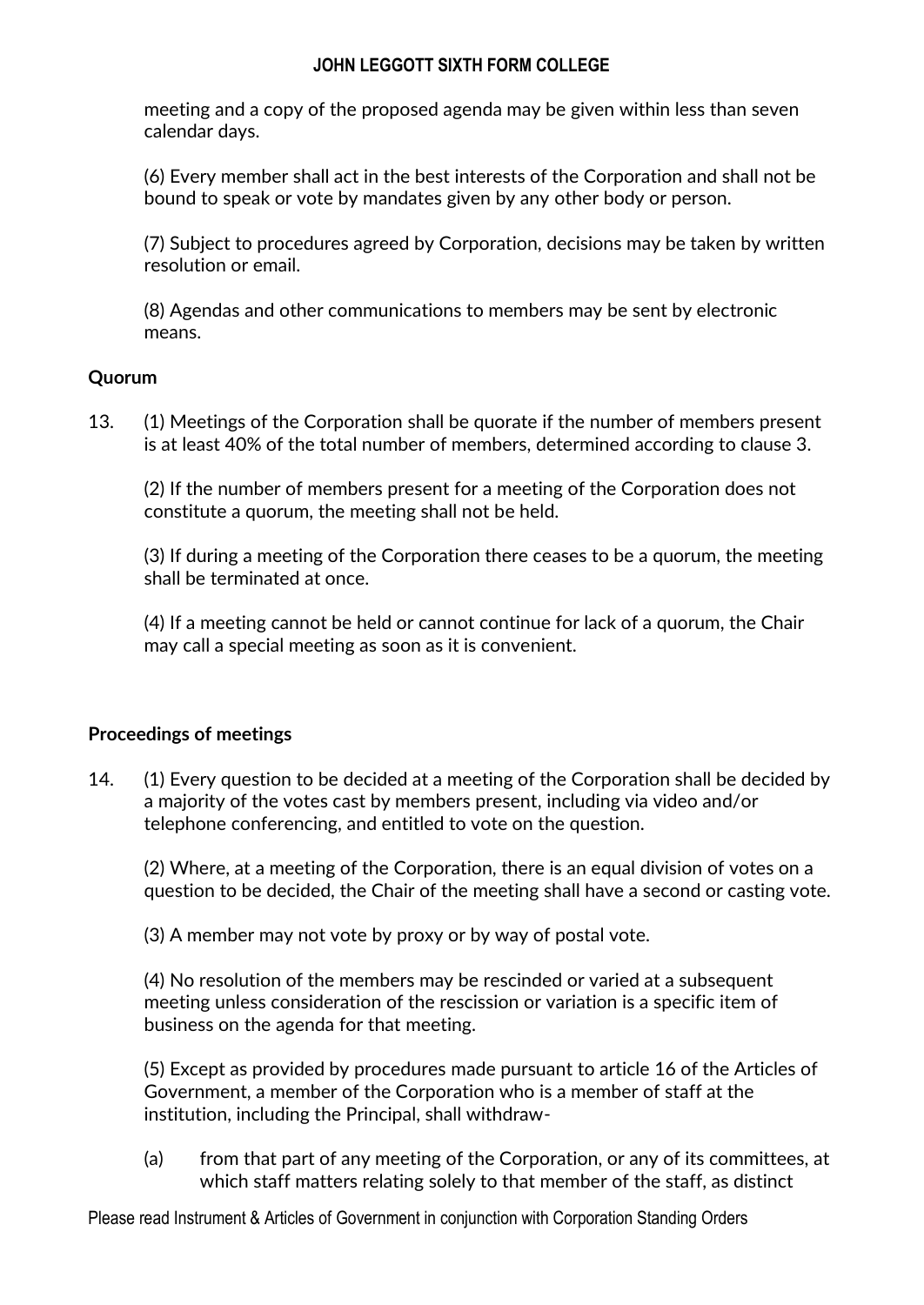meeting and a copy of the proposed agenda may be given within less than seven calendar days.

(6) Every member shall act in the best interests of the Corporation and shall not be bound to speak or vote by mandates given by any other body or person.

(7) Subject to procedures agreed by Corporation, decisions may be taken by written resolution or email.

(8) Agendas and other communications to members may be sent by electronic means.

**Quorum**

13. (1) Meetings of the Corporation shall be quorate if the number of members present is at least 40% of the total number of members, determined according to clause 3.

(2) If the number of members present for a meeting of the Corporation does not constitute a quorum, the meeting shall not be held.

(3) If during a meeting of the Corporation there ceases to be a quorum, the meeting shall be terminated at once.

(4) If a meeting cannot be held or cannot continue for lack of a quorum, the Chair may call a special meeting as soon as it is convenient.

**Proceedings of meetings**

14. (1) Every question to be decided at a meeting of the Corporation shall be decided by a majority of the votes cast by members present, including via video and/or telephone conferencing, and entitled to vote on the question.

(2) Where, at a meeting of the Corporation, there is an equal division of votes on a question to be decided, the Chair of the meeting shall have a second or casting vote.

(3) A member may not vote by proxy or by way of postal vote.

(4) No resolution of the members may be rescinded or varied at a subsequent meeting unless consideration of the rescission or variation is a specific item of business on the agenda for that meeting.

(5) Except as provided by procedures made pursuant to article 16 of the Articles of Government, a member of the Corporation who is a member of staff at the institution, including the Principal, shall withdraw-

(a) from that part of any meeting of the Corporation, or any of its committees, at which staff matters relating solely to that member of the staff, as distinct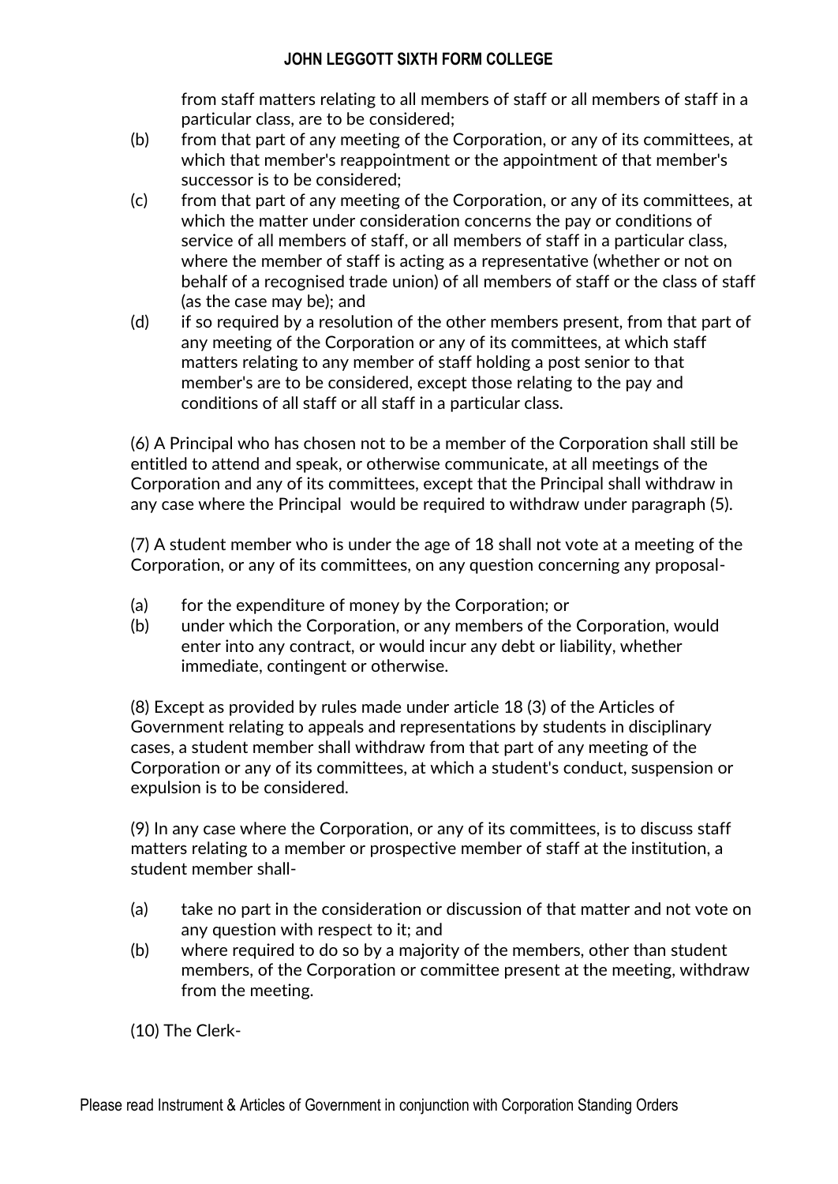from staff matters relating to all members of staff or all members of staff in a particular class, are to be considered;

(b) from that part of any meeting of the Corporation, or any of its committees, at which that member's reappointment or the appointment of that member's successor is to be considered;

(c) from that part of any meeting of the Corporation, or any of its committees, at which the matter under consideration concerns the pay or conditions of service of all members of staff, or all members of staff in a particular class, where the member of staff is acting as a representative (whether or not on behalf of a recognised trade union) of all members of staff or the class of staff (as the case may be); and

(d) if so required by a resolution of the other members present, from that part of any meeting of the Corporation or any of its committees, at which staff matters relating to any member of staff holding a post senior to that member's are to be considered, except those relating to the pay and conditions of all staff or all staff in a particular class.

(6) A Principal who has chosen not to be a member of the Corporation shall still be entitled to attend and speak, or otherwise communicate, at all meetings of the Corporation and any of its committees, except that the Principal shall withdraw in any case where the Principal would be required to withdraw under paragraph (5).

(7) A student member who is under the age of 18 shall not vote at a meeting of the Corporation, or any of its committees, on any question concerning any proposal-

(a) for the expenditure of money by the Corporation; or

(b) under which the Corporation, or any members of the Corporation, would enter into any contract, or would incur any debt or liability, whether immediate, contingent or otherwise.

(8) Except as provided by rules made under article 18 (3) of the Articles of Government relating to appeals and representations by students in disciplinary cases, a student member shall withdraw from that part of any meeting of the Corporation or any of its committees, at which a student's conduct, suspension or expulsion is to be considered.

(9) In any case where the Corporation, or any of its committees, is to discuss staff matters relating to a member or prospective member of staff at the institution, a student member shall-

(a) take no part in the consideration or discussion of that matter and not vote on any question with respect to it; and

(b) where required to do so by a majority of the members, other than student members, of the Corporation or committee present at the meeting, withdraw from the meeting.

(10) The Clerk-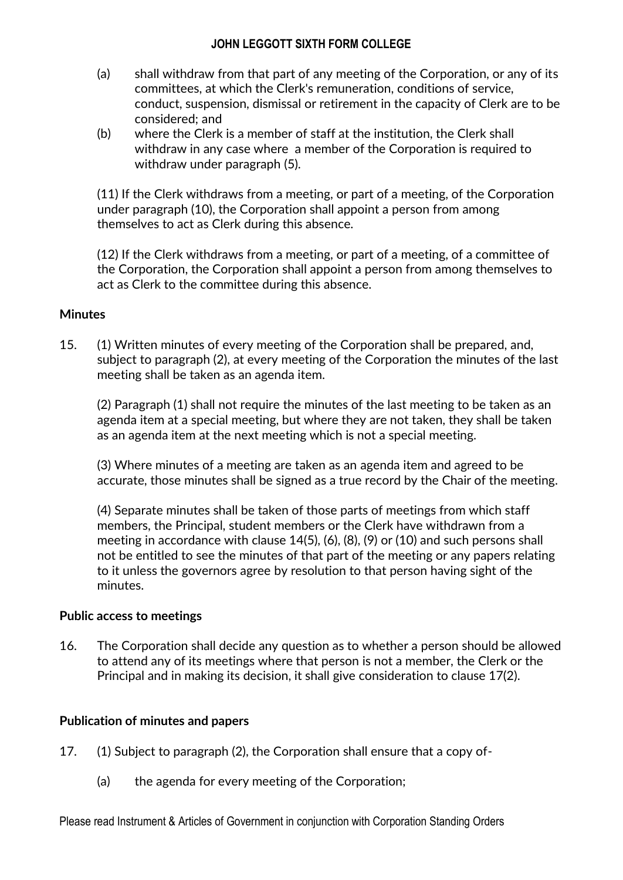(a) shall withdraw from that part of any meeting of the Corporation, or any of its committees, at which the Clerk's remuneration, conditions of service, conduct, suspension, dismissal or retirement in the capacity of Clerk are to be considered; and

(b) where the Clerk is a member of staff at the institution, the Clerk shall withdraw in any case where a member of the Corporation is required to withdraw under paragraph (5).

(11) If the Clerk withdraws from a meeting, or part of a meeting, of the Corporation under paragraph (10), the Corporation shall appoint a person from among themselves to act as Clerk during this absence.

(12) If the Clerk withdraws from a meeting, or part of a meeting, of a committee of the Corporation, the Corporation shall appoint a person from among themselves to act as Clerk to the committee during this absence.

**Minutes**

15. (1) Written minutes of every meeting of the Corporation shall be prepared, and, subject to paragraph (2), at every meeting of the Corporation the minutes of the last meeting shall be taken as an agenda item.

(2) Paragraph (1) shall not require the minutes of the last meeting to be taken as an agenda item at a special meeting, but where they are not taken, they shall be taken as an agenda item at the next meeting which is not a special meeting.

(3) Where minutes of a meeting are taken as an agenda item and agreed to be accurate, those minutes shall be signed as a true record by the Chair of the meeting.

(4) Separate minutes shall be taken of those parts of meetings from which staff members, the Principal, student members or the Clerk have withdrawn from a meeting in accordance with clause 14(5), (6), (8), (9) or (10) and such persons shall not be entitled to see the minutes of that part of the meeting or any papers relating to it unless the governors agree by resolution to that person having sight of the minutes.

**Public access to meetings**

16. The Corporation shall decide any question as to whether a person should be allowed to attend any of its meetings where that person is not a member, the Clerk or the Principal and in making its decision, it shall give consideration to clause 17(2).

**Publication of minutes and papers**

17. (1) Subject to paragraph (2), the Corporation shall ensure that a copy of-

(a) the agenda for every meeting of the Corporation;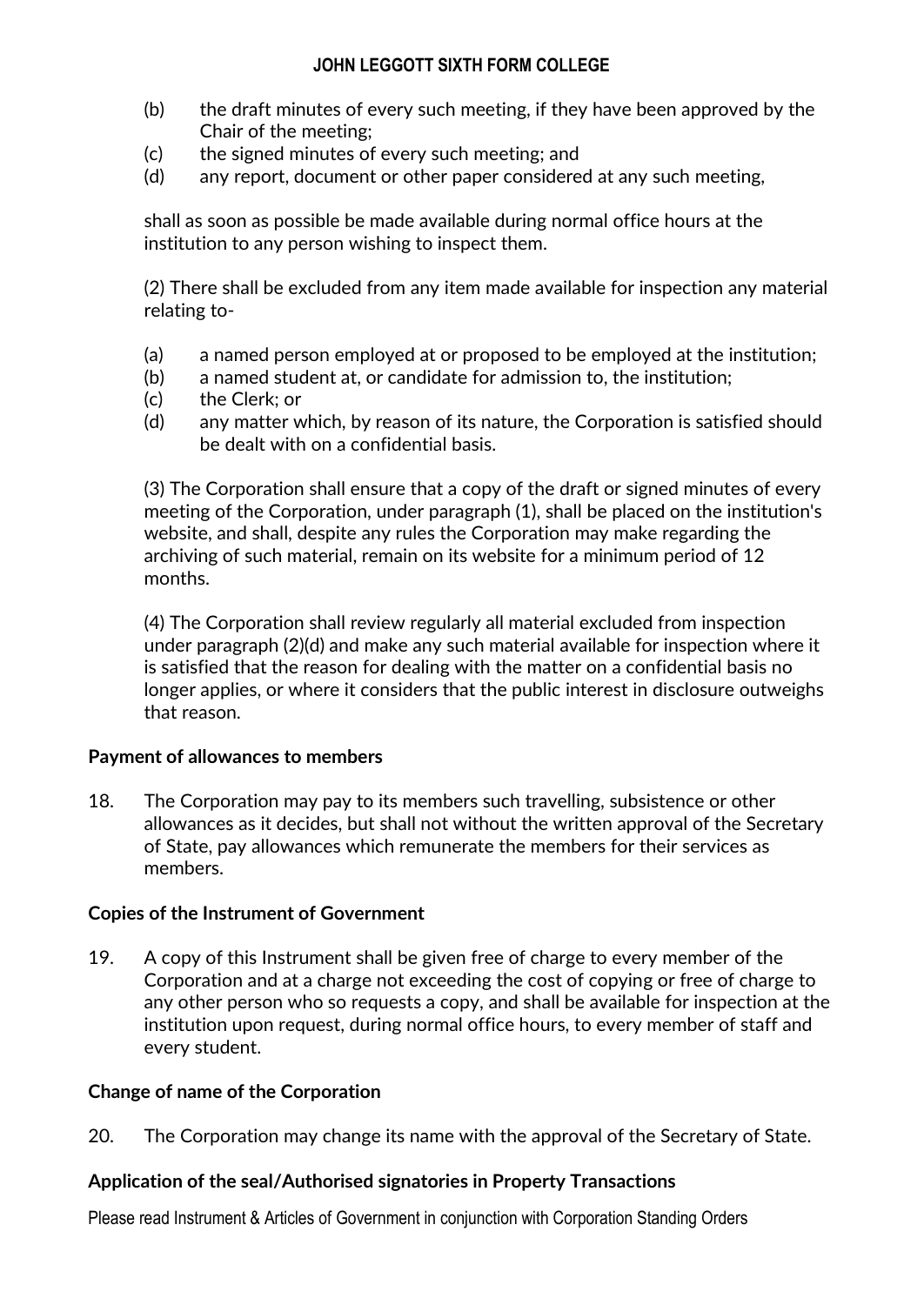(b) the draft minutes of every such meeting, if they have been approved by the Chair of the meeting;
(c) the signed minutes of every such meeting; and
(d) any report, document or other paper considered at any such meeting,

shall as soon as possible be made available during normal office hours at the institution to any person wishing to inspect them.

(2) There shall be excluded from any item made available for inspection any material relating to-

(a) a named person employed at or proposed to be employed at the institution;
(b) a named student at, or candidate for admission to, the institution;
(c) the Clerk; or
(d) any matter which, by reason of its nature, the Corporation is satisfied should be dealt with on a confidential basis.

(3) The Corporation shall ensure that a copy of the draft or signed minutes of every meeting of the Corporation, under paragraph (1), shall be placed on the institution's website, and shall, despite any rules the Corporation may make regarding the archiving of such material, remain on its website for a minimum period of 12 months.

(4) The Corporation shall review regularly all material excluded from inspection under paragraph (2)(d) and make any such material available for inspection where it is satisfied that the reason for dealing with the matter on a confidential basis no longer applies, or where it considers that the public interest in disclosure outweighs that reason.

**Payment of allowances to members**

18. The Corporation may pay to its members such travelling, subsistence or other allowances as it decides, but shall not without the written approval of the Secretary of State, pay allowances which remunerate the members for their services as members.

**Copies of the Instrument of Government**

19. A copy of this Instrument shall be given free of charge to every member of the Corporation and at a charge not exceeding the cost of copying or free of charge to any other person who so requests a copy, and shall be available for inspection at the institution upon request, during normal office hours, to every member of staff and every student.

**Change of name of the Corporation**

20. The Corporation may change its name with the approval of the Secretary of State.

**Application of the seal/Authorised signatories in Property Transactions**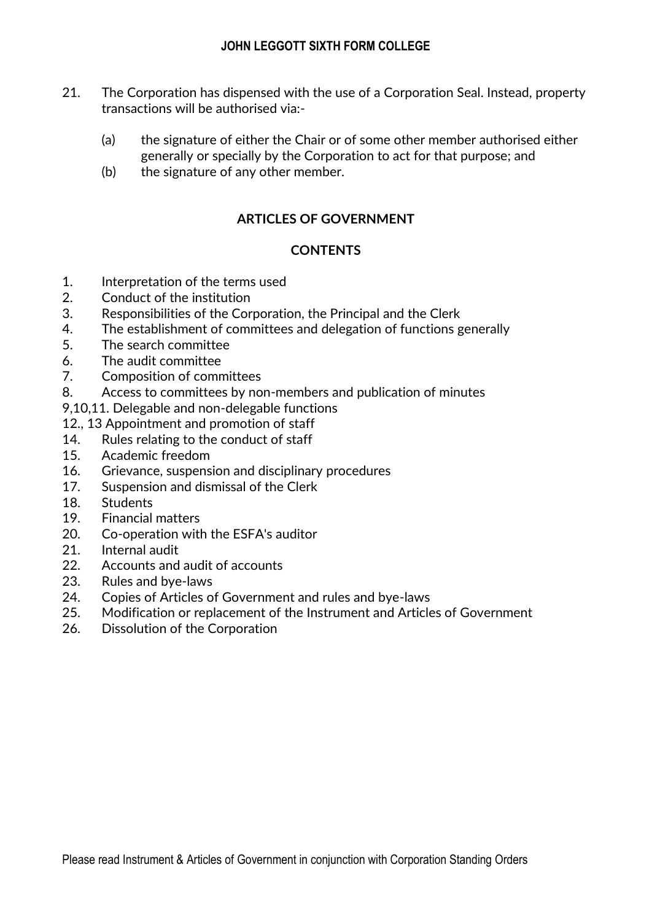21. The Corporation has dispensed with the use of a Corporation Seal. Instead, property transactions will be authorised via:-

    (a) the signature of either the Chair or of some other member authorised either generally or specially by the Corporation to act for that purpose; and
    (b) the signature of any other member.

## ARTICLES OF GOVERNMENT

### CONTENTS

1. Interpretation of the terms used
2. Conduct of the institution
3. Responsibilities of the Corporation, the Principal and the Clerk
4. The establishment of committees and delegation of functions generally
5. The search committee
6. The audit committee
7. Composition of committees
8. Access to committees by non-members and publication of minutes

9,10,11. Delegable and non-delegable functions

12., 13 Appointment and promotion of staff

14. Rules relating to the conduct of staff
15. Academic freedom
16. Grievance, suspension and disciplinary procedures
17. Suspension and dismissal of the Clerk
18. Students
19. Financial matters
20. Co-operation with the ESFA's auditor
21. Internal audit
22. Accounts and audit of accounts
23. Rules and bye-laws
24. Copies of Articles of Government and rules and bye-laws
25. Modification or replacement of the Instrument and Articles of Government
26. Dissolution of the Corporation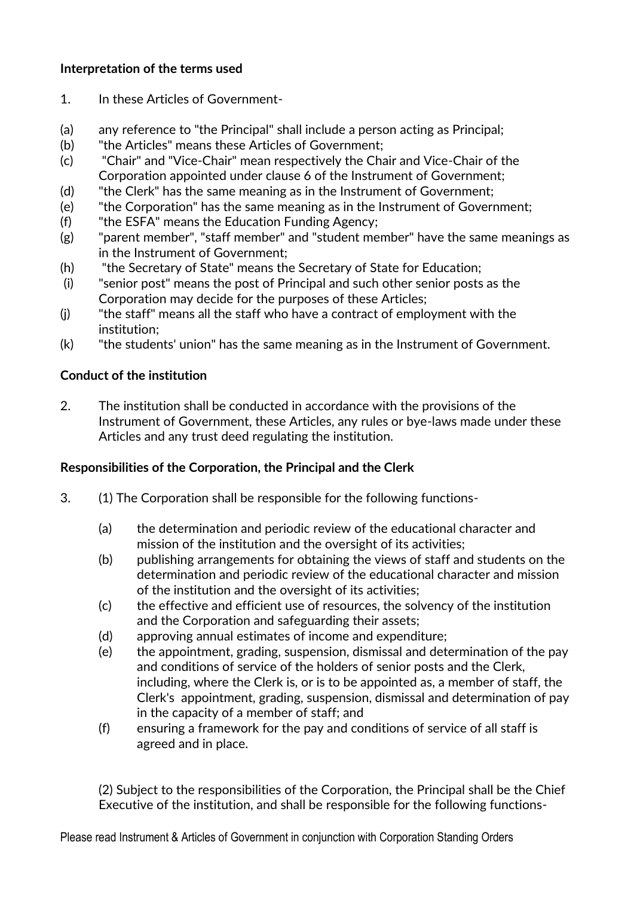**Interpretation of the terms used**

1. In these Articles of Government-

(a) any reference to "the Principal" shall include a person acting as Principal;
(b) "the Articles" means these Articles of Government;
(c) "Chair" and "Vice-Chair" mean respectively the Chair and Vice-Chair of the Corporation appointed under clause 6 of the Instrument of Government;
(d) "the Clerk" has the same meaning as in the Instrument of Government;
(e) "the Corporation" has the same meaning as in the Instrument of Government;
(f) "the ESFA" means the Education Funding Agency;
(g) "parent member", "staff member" and "student member" have the same meanings as in the Instrument of Government;
(h) "the Secretary of State" means the Secretary of State for Education;
(i) "senior post" means the post of Principal and such other senior posts as the Corporation may decide for the purposes of these Articles;
(j) "the staff" means all the staff who have a contract of employment with the institution;
(k) "the students' union" has the same meaning as in the Instrument of Government.

**Conduct of the institution**

2. The institution shall be conducted in accordance with the provisions of the Instrument of Government, these Articles, any rules or bye-laws made under these Articles and any trust deed regulating the institution.

**Responsibilities of the Corporation, the Principal and the Clerk**

3. (1) The Corporation shall be responsible for the following functions-

   (a) the determination and periodic review of the educational character and mission of the institution and the oversight of its activities;
   (b) publishing arrangements for obtaining the views of staff and students on the determination and periodic review of the educational character and mission of the institution and the oversight of its activities;
   (c) the effective and efficient use of resources, the solvency of the institution and the Corporation and safeguarding their assets;
   (d) approving annual estimates of income and expenditure;
   (e) the appointment, grading, suspension, dismissal and determination of the pay and conditions of service of the holders of senior posts and the Clerk, including, where the Clerk is, or is to be appointed as, a member of staff, the Clerk's appointment, grading, suspension, dismissal and determination of pay in the capacity of a member of staff; and
   (f) ensuring a framework for the pay and conditions of service of all staff is agreed and in place.

   (2) Subject to the responsibilities of the Corporation, the Principal shall be the Chief Executive of the institution, and shall be responsible for the following functions-

Please read Instrument & Articles of Government in conjunction with Corporation Standing Orders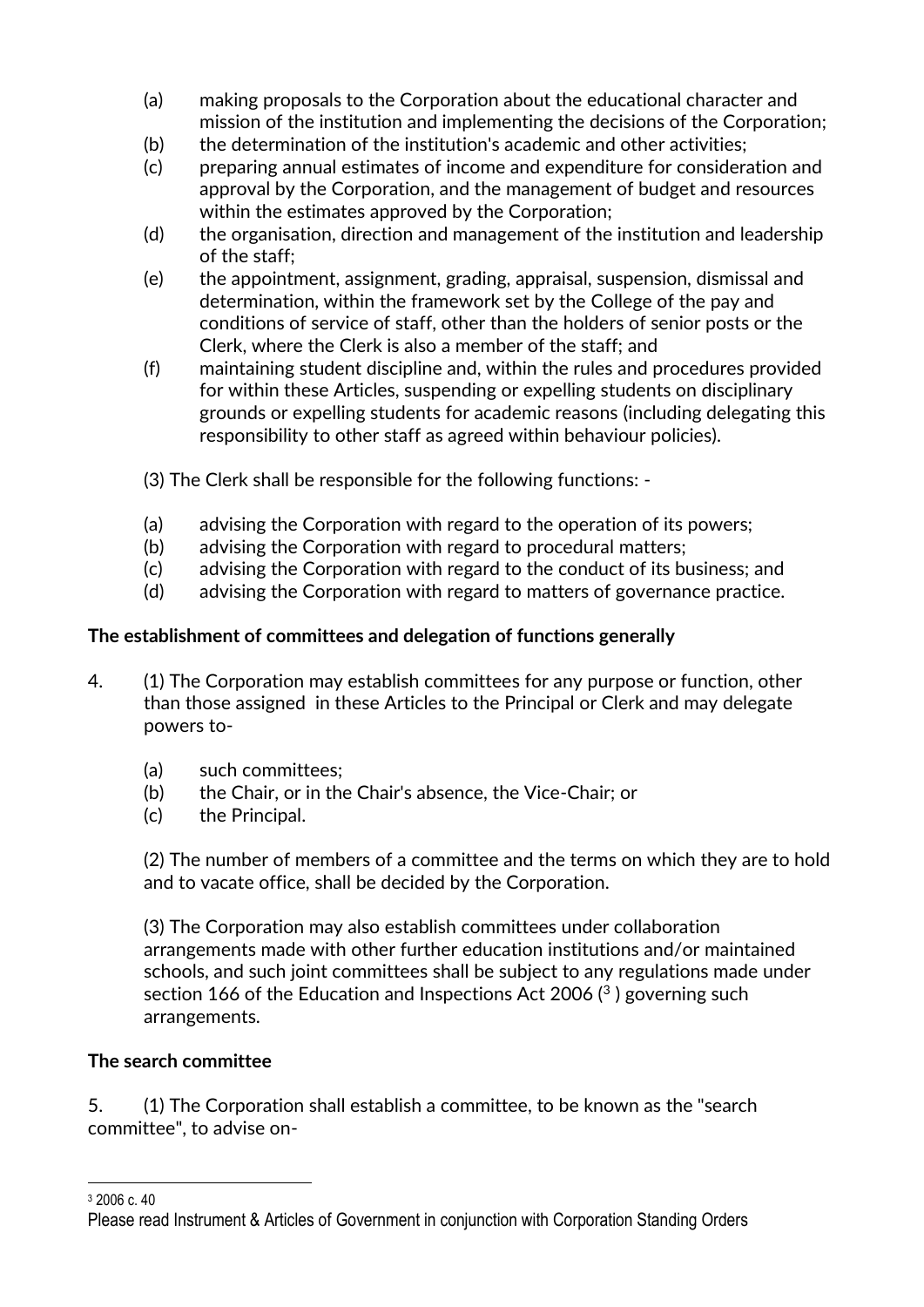(a) making proposals to the Corporation about the educational character and mission of the institution and implementing the decisions of the Corporation;
(b) the determination of the institution's academic and other activities;
(c) preparing annual estimates of income and expenditure for consideration and approval by the Corporation, and the management of budget and resources within the estimates approved by the Corporation;
(d) the organisation, direction and management of the institution and leadership of the staff;
(e) the appointment, assignment, grading, appraisal, suspension, dismissal and determination, within the framework set by the College of the pay and conditions of service of staff, other than the holders of senior posts or the Clerk, where the Clerk is also a member of the staff; and
(f) maintaining student discipline and, within the rules and procedures provided for within these Articles, suspending or expelling students on disciplinary grounds or expelling students for academic reasons (including delegating this responsibility to other staff as agreed within behaviour policies).

(3) The Clerk shall be responsible for the following functions: -

(a) advising the Corporation with regard to the operation of its powers;
(b) advising the Corporation with regard to procedural matters;
(c) advising the Corporation with regard to the conduct of its business; and
(d) advising the Corporation with regard to matters of governance practice.

**The establishment of committees and delegation of functions generally**

4. (1) The Corporation may establish committees for any purpose or function, other than those assigned in these Articles to the Principal or Clerk and may delegate powers to-

(a) such committees;
(b) the Chair, or in the Chair's absence, the Vice-Chair; or
(c) the Principal.

(2) The number of members of a committee and the terms on which they are to hold and to vacate office, shall be decided by the Corporation.

(3) The Corporation may also establish committees under collaboration arrangements made with other further education institutions and/or maintained schools, and such joint committees shall be subject to any regulations made under section 166 of the Education and Inspections Act 2006 ([3]) governing such arrangements.

**The search committee**

5. (1) The Corporation shall establish a committee, to be known as the "search committee", to advise on-

[3] 2006 c. 40

Please read Instrument & Articles of Government in conjunction with Corporation Standing Orders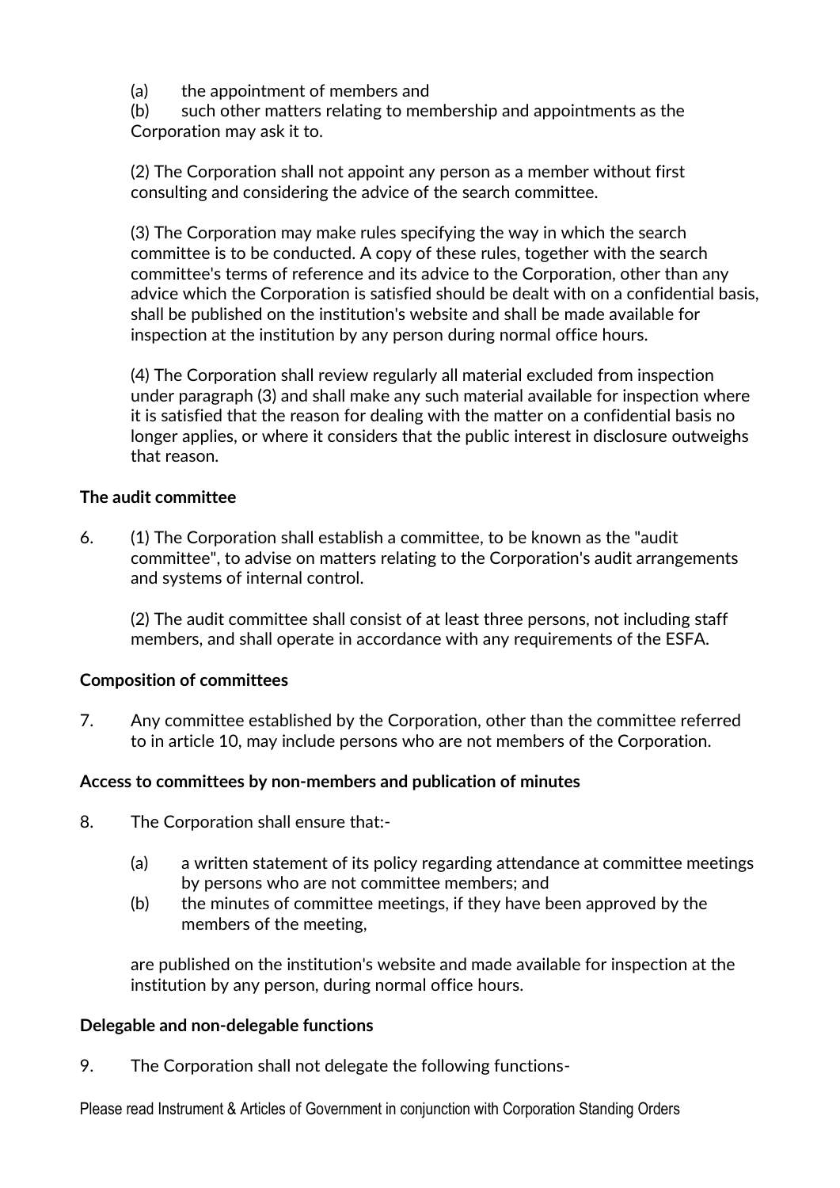(a) the appointment of members and
(b) such other matters relating to membership and appointments as the Corporation may ask it to.

(2) The Corporation shall not appoint any person as a member without first consulting and considering the advice of the search committee.

(3) The Corporation may make rules specifying the way in which the search committee is to be conducted. A copy of these rules, together with the search committee's terms of reference and its advice to the Corporation, other than any advice which the Corporation is satisfied should be dealt with on a confidential basis, shall be published on the institution's website and shall be made available for inspection at the institution by any person during normal office hours.

(4) The Corporation shall review regularly all material excluded from inspection under paragraph (3) and shall make any such material available for inspection where it is satisfied that the reason for dealing with the matter on a confidential basis no longer applies, or where it considers that the public interest in disclosure outweighs that reason.

**The audit committee**

6. (1) The Corporation shall establish a committee, to be known as the "audit committee", to advise on matters relating to the Corporation's audit arrangements and systems of internal control.

   (2) The audit committee shall consist of at least three persons, not including staff members, and shall operate in accordance with any requirements of the ESFA.

**Composition of committees**

7. Any committee established by the Corporation, other than the committee referred to in article 10, may include persons who are not members of the Corporation.

**Access to committees by non-members and publication of minutes**

8. The Corporation shall ensure that:-

   (a) a written statement of its policy regarding attendance at committee meetings by persons who are not committee members; and
   (b) the minutes of committee meetings, if they have been approved by the members of the meeting,

   are published on the institution's website and made available for inspection at the institution by any person, during normal office hours.

**Delegable and non-delegable functions**

9. The Corporation shall not delegate the following functions-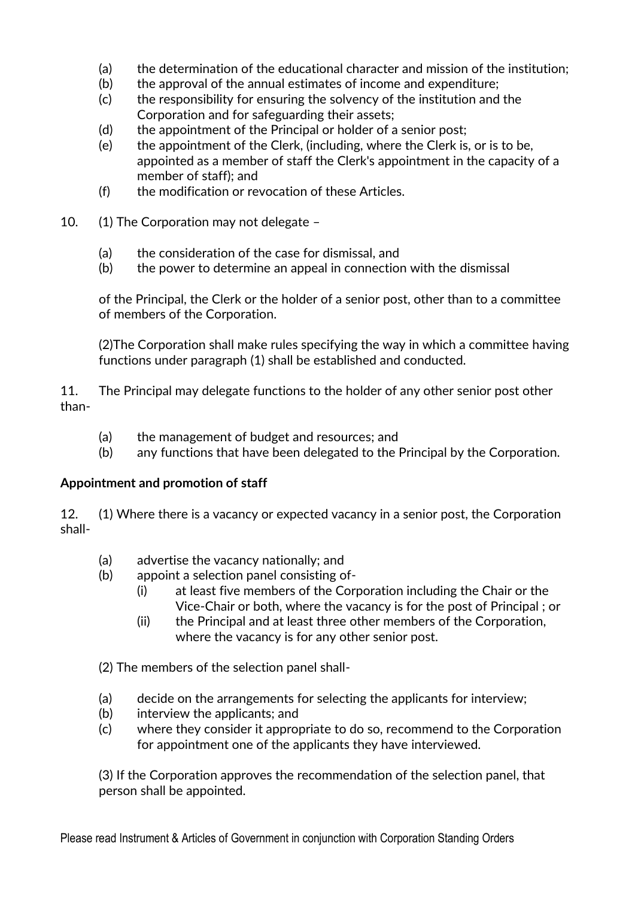(a) the determination of the educational character and mission of the institution;
(b) the approval of the annual estimates of income and expenditure;
(c) the responsibility for ensuring the solvency of the institution and the Corporation and for safeguarding their assets;
(d) the appointment of the Principal or holder of a senior post;
(e) the appointment of the Clerk, (including, where the Clerk is, or is to be, appointed as a member of staff the Clerk's appointment in the capacity of a member of staff); and
(f) the modification or revocation of these Articles.

10. (1) The Corporation may not delegate –

(a) the consideration of the case for dismissal, and
(b) the power to determine an appeal in connection with the dismissal

of the Principal, the Clerk or the holder of a senior post, other than to a committee of members of the Corporation.

(2)The Corporation shall make rules specifying the way in which a committee having functions under paragraph (1) shall be established and conducted.

11. The Principal may delegate functions to the holder of any other senior post other than-

(a) the management of budget and resources; and
(b) any functions that have been delegated to the Principal by the Corporation.

**Appointment and promotion of staff**

12. (1) Where there is a vacancy or expected vacancy in a senior post, the Corporation shall-

(a) advertise the vacancy nationally; and
(b) appoint a selection panel consisting of-
  (i) at least five members of the Corporation including the Chair or the Vice-Chair or both, where the vacancy is for the post of Principal ; or
  (ii) the Principal and at least three other members of the Corporation, where the vacancy is for any other senior post.

(2) The members of the selection panel shall-

(a) decide on the arrangements for selecting the applicants for interview;
(b) interview the applicants; and
(c) where they consider it appropriate to do so, recommend to the Corporation for appointment one of the applicants they have interviewed.

(3) If the Corporation approves the recommendation of the selection panel, that person shall be appointed.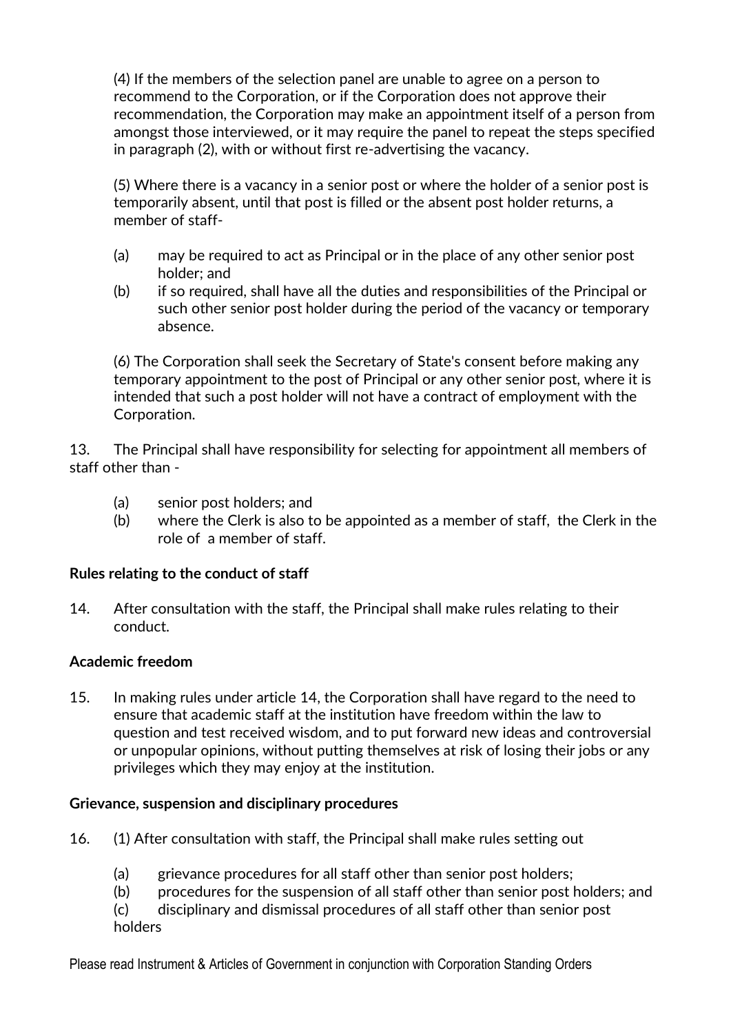(4) If the members of the selection panel are unable to agree on a person to recommend to the Corporation, or if the Corporation does not approve their recommendation, the Corporation may make an appointment itself of a person from amongst those interviewed, or it may require the panel to repeat the steps specified in paragraph (2), with or without first re-advertising the vacancy.

(5) Where there is a vacancy in a senior post or where the holder of a senior post is temporarily absent, until that post is filled or the absent post holder returns, a member of staff-

- (a) may be required to act as Principal or in the place of any other senior post holder; and
- (b) if so required, shall have all the duties and responsibilities of the Principal or such other senior post holder during the period of the vacancy or temporary absence.

(6) The Corporation shall seek the Secretary of State's consent before making any temporary appointment to the post of Principal or any other senior post, where it is intended that such a post holder will not have a contract of employment with the Corporation.

13. The Principal shall have responsibility for selecting for appointment all members of staff other than -

- (a) senior post holders; and
- (b) where the Clerk is also to be appointed as a member of staff, the Clerk in the role of a member of staff.

**Rules relating to the conduct of staff**

14. After consultation with the staff, the Principal shall make rules relating to their conduct.

**Academic freedom**

15. In making rules under article 14, the Corporation shall have regard to the need to ensure that academic staff at the institution have freedom within the law to question and test received wisdom, and to put forward new ideas and controversial or unpopular opinions, without putting themselves at risk of losing their jobs or any privileges which they may enjoy at the institution.

**Grievance, suspension and disciplinary procedures**

16. (1) After consultation with staff, the Principal shall make rules setting out

- (a) grievance procedures for all staff other than senior post holders;
- (b) procedures for the suspension of all staff other than senior post holders; and
- (c) disciplinary and dismissal procedures of all staff other than senior post holders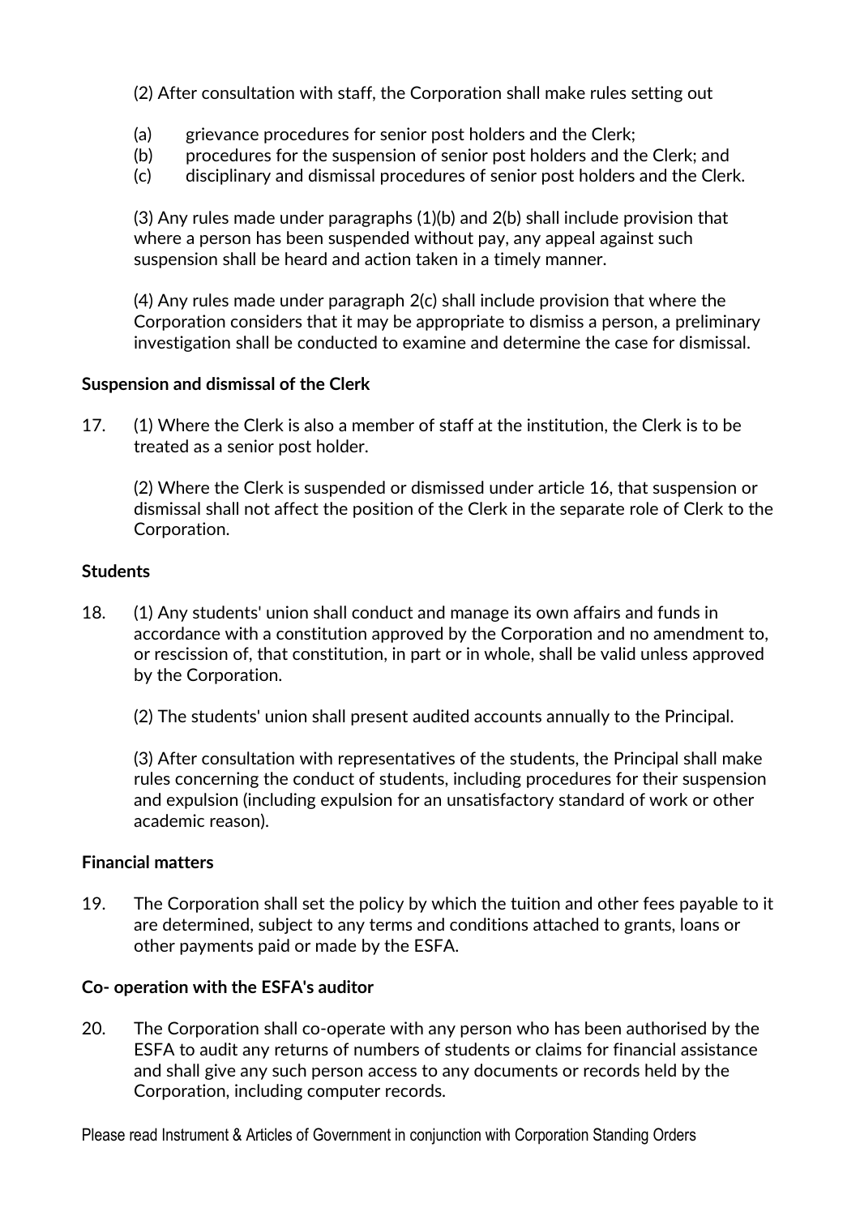(2) After consultation with staff, the Corporation shall make rules setting out

(a) grievance procedures for senior post holders and the Clerk;
(b) procedures for the suspension of senior post holders and the Clerk; and
(c) disciplinary and dismissal procedures of senior post holders and the Clerk.

(3) Any rules made under paragraphs (1)(b) and 2(b) shall include provision that where a person has been suspended without pay, any appeal against such suspension shall be heard and action taken in a timely manner.

(4) Any rules made under paragraph 2(c) shall include provision that where the Corporation considers that it may be appropriate to dismiss a person, a preliminary investigation shall be conducted to examine and determine the case for dismissal.

**Suspension and dismissal of the Clerk**

17. (1) Where the Clerk is also a member of staff at the institution, the Clerk is to be treated as a senior post holder.

(2) Where the Clerk is suspended or dismissed under article 16, that suspension or dismissal shall not affect the position of the Clerk in the separate role of Clerk to the Corporation.

**Students**

18. (1) Any students' union shall conduct and manage its own affairs and funds in accordance with a constitution approved by the Corporation and no amendment to, or rescission of, that constitution, in part or in whole, shall be valid unless approved by the Corporation.

(2) The students' union shall present audited accounts annually to the Principal.

(3) After consultation with representatives of the students, the Principal shall make rules concerning the conduct of students, including procedures for their suspension and expulsion (including expulsion for an unsatisfactory standard of work or other academic reason).

**Financial matters**

19. The Corporation shall set the policy by which the tuition and other fees payable to it are determined, subject to any terms and conditions attached to grants, loans or other payments paid or made by the ESFA.

**Co- operation with the ESFA's auditor**

20. The Corporation shall co-operate with any person who has been authorised by the ESFA to audit any returns of numbers of students or claims for financial assistance and shall give any such person access to any documents or records held by the Corporation, including computer records.

Please read Instrument & Articles of Government in conjunction with Corporation Standing Orders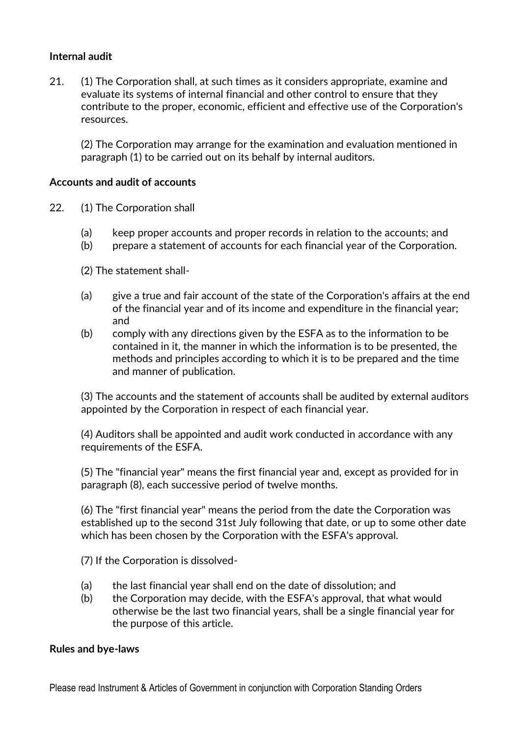**Internal audit**

21. (1) The Corporation shall, at such times as it considers appropriate, examine and evaluate its systems of internal financial and other control to ensure that they contribute to the proper, economic, efficient and effective use of the Corporation's resources.

(2) The Corporation may arrange for the examination and evaluation mentioned in paragraph (1) to be carried out on its behalf by internal auditors.

**Accounts and audit of accounts**

22. (1) The Corporation shall

(a) keep proper accounts and proper records in relation to the accounts; and
(b) prepare a statement of accounts for each financial year of the Corporation.

(2) The statement shall-

(a) give a true and fair account of the state of the Corporation's affairs at the end of the financial year and of its income and expenditure in the financial year; and
(b) comply with any directions given by the ESFA as to the information to be contained in it, the manner in which the information is to be presented, the methods and principles according to which it is to be prepared and the time and manner of publication.

(3) The accounts and the statement of accounts shall be audited by external auditors appointed by the Corporation in respect of each financial year.

(4) Auditors shall be appointed and audit work conducted in accordance with any requirements of the ESFA.

(5) The "financial year" means the first financial year and, except as provided for in paragraph (8), each successive period of twelve months.

(6) The "first financial year" means the period from the date the Corporation was established up to the second 31st July following that date, or up to some other date which has been chosen by the Corporation with the ESFA's approval.

(7) If the Corporation is dissolved-

(a) the last financial year shall end on the date of dissolution; and
(b) the Corporation may decide, with the ESFA's approval, that what would otherwise be the last two financial years, shall be a single financial year for the purpose of this article.

**Rules and bye-laws**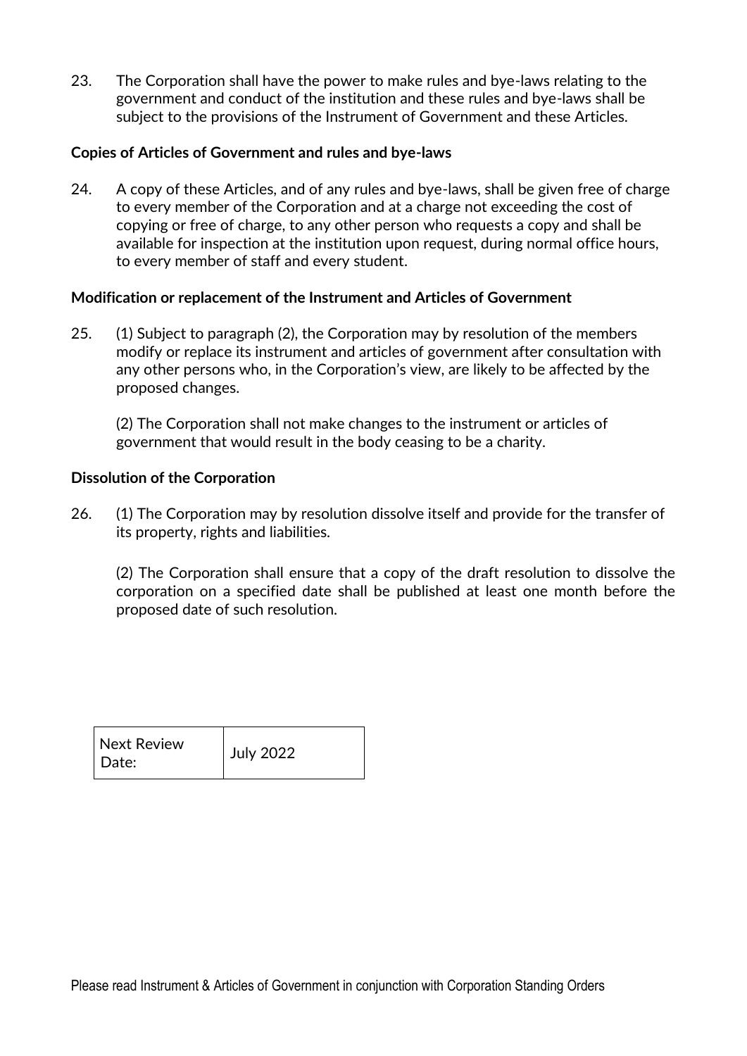23. The Corporation shall have the power to make rules and bye-laws relating to the government and conduct of the institution and these rules and bye-laws shall be subject to the provisions of the Instrument of Government and these Articles.

**Copies of Articles of Government and rules and bye-laws**

24. A copy of these Articles, and of any rules and bye-laws, shall be given free of charge to every member of the Corporation and at a charge not exceeding the cost of copying or free of charge, to any other person who requests a copy and shall be available for inspection at the institution upon request, during normal office hours, to every member of staff and every student.

**Modification or replacement of the Instrument and Articles of Government**

25. (1) Subject to paragraph (2), the Corporation may by resolution of the members modify or replace its instrument and articles of government after consultation with any other persons who, in the Corporation's view, are likely to be affected by the proposed changes.

 (2) The Corporation shall not make changes to the instrument or articles of government that would result in the body ceasing to be a charity.

**Dissolution of the Corporation**

26. (1) The Corporation may by resolution dissolve itself and provide for the transfer of its property, rights and liabilities.

 (2) The Corporation shall ensure that a copy of the draft resolution to dissolve the corporation on a specified date shall be published at least one month before the proposed date of such resolution.

| | |
|---|---|
| Next Review Date: | July 2022 |

Please read Instrument & Articles of Government in conjunction with Corporation Standing Orders